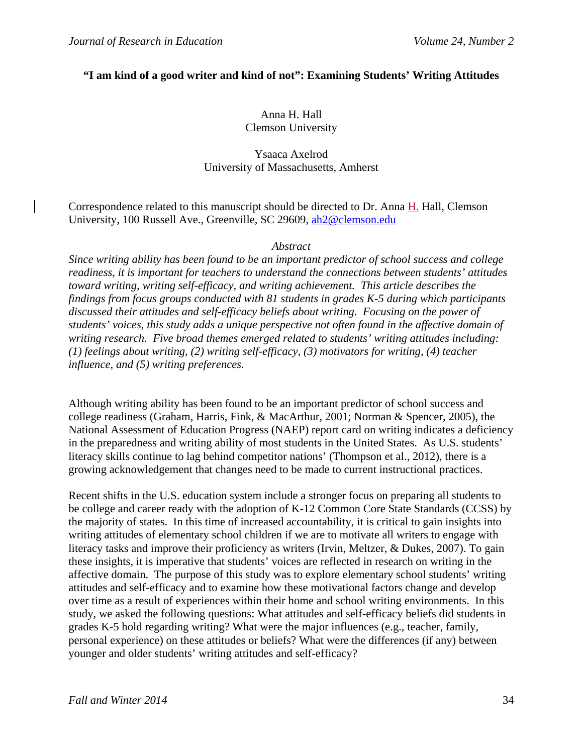# "I am kind of a good writer and kind of not": Examining Students' Writing Attitudes

Anna H. Hall
Clemson University

Ysaaca Axelrod
University of Massachusetts, Amherst

Correspondence related to this manuscript should be directed to Dr. Anna H. Hall, Clemson University, 100 Russell Ave., Greenville, SC 29609, ah2@clemson.edu

*Abstract*

*Since writing ability has been found to be an important predictor of school success and college readiness, it is important for teachers to understand the connections between students' attitudes toward writing, writing self-efficacy, and writing achievement. This article describes the findings from focus groups conducted with 81 students in grades K-5 during which participants discussed their attitudes and self-efficacy beliefs about writing. Focusing on the power of students' voices, this study adds a unique perspective not often found in the affective domain of writing research. Five broad themes emerged related to students' writing attitudes including: (1) feelings about writing, (2) writing self-efficacy, (3) motivators for writing, (4) teacher influence, and (5) writing preferences.*

Although writing ability has been found to be an important predictor of school success and college readiness (Graham, Harris, Fink, & MacArthur, 2001; Norman & Spencer, 2005), the National Assessment of Education Progress (NAEP) report card on writing indicates a deficiency in the preparedness and writing ability of most students in the United States. As U.S. students' literacy skills continue to lag behind competitor nations' (Thompson et al., 2012), there is a growing acknowledgement that changes need to be made to current instructional practices.

Recent shifts in the U.S. education system include a stronger focus on preparing all students to be college and career ready with the adoption of K-12 Common Core State Standards (CCSS) by the majority of states. In this time of increased accountability, it is critical to gain insights into writing attitudes of elementary school children if we are to motivate all writers to engage with literacy tasks and improve their proficiency as writers (Irvin, Meltzer, & Dukes, 2007). To gain these insights, it is imperative that students' voices are reflected in research on writing in the affective domain. The purpose of this study was to explore elementary school students' writing attitudes and self-efficacy and to examine how these motivational factors change and develop over time as a result of experiences within their home and school writing environments. In this study, we asked the following questions: What attitudes and self-efficacy beliefs did students in grades K-5 hold regarding writing? What were the major influences (e.g., teacher, family, personal experience) on these attitudes or beliefs? What were the differences (if any) between younger and older students' writing attitudes and self-efficacy?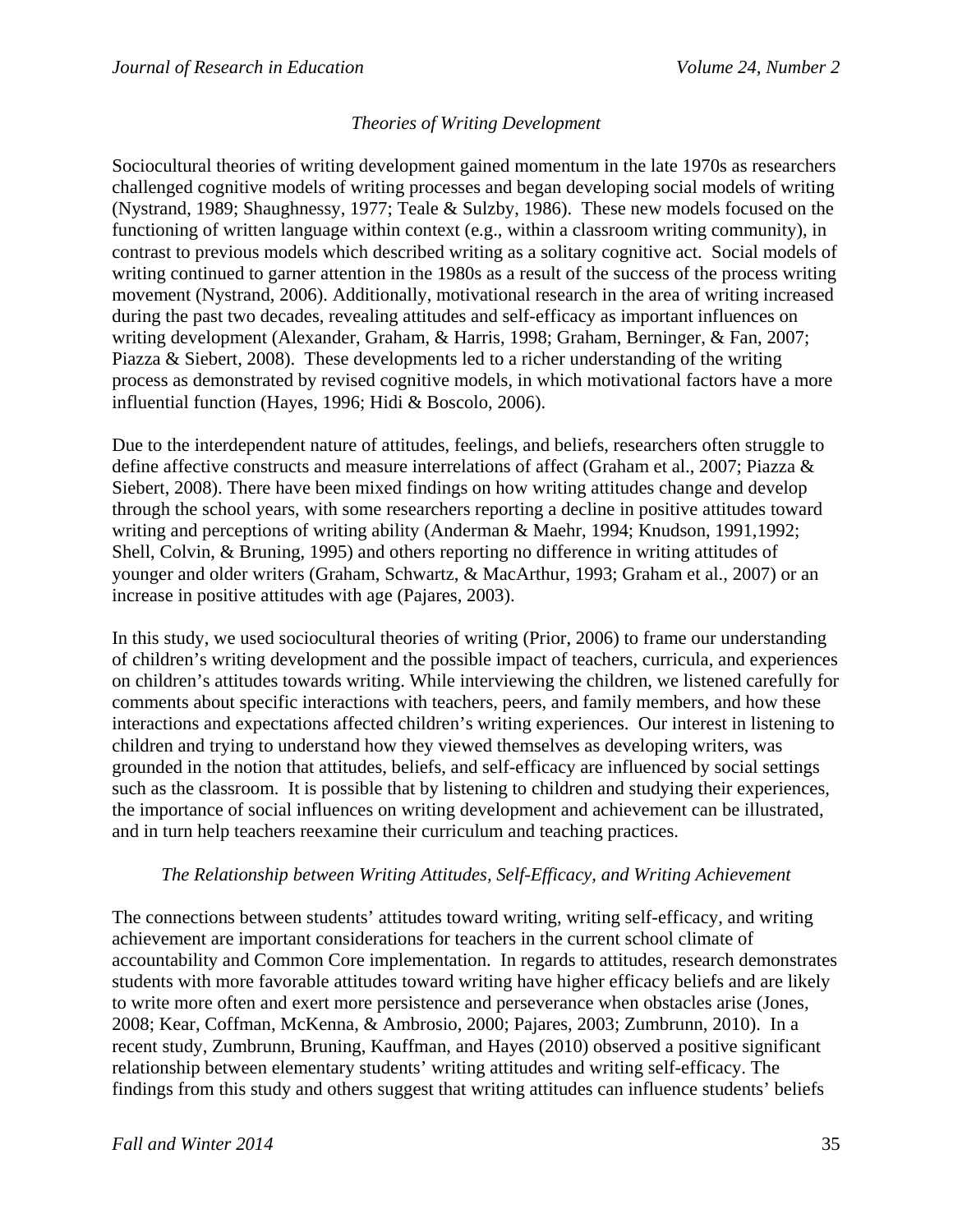### *Theories of Writing Development*

Sociocultural theories of writing development gained momentum in the late 1970s as researchers challenged cognitive models of writing processes and began developing social models of writing (Nystrand, 1989; Shaughnessy, 1977; Teale & Sulzby, 1986). These new models focused on the functioning of written language within context (e.g., within a classroom writing community), in contrast to previous models which described writing as a solitary cognitive act. Social models of writing continued to garner attention in the 1980s as a result of the success of the process writing movement (Nystrand, 2006). Additionally, motivational research in the area of writing increased during the past two decades, revealing attitudes and self-efficacy as important influences on writing development (Alexander, Graham, & Harris, 1998; Graham, Berninger, & Fan, 2007; Piazza & Siebert, 2008). These developments led to a richer understanding of the writing process as demonstrated by revised cognitive models, in which motivational factors have a more influential function (Hayes, 1996; Hidi & Boscolo, 2006).

Due to the interdependent nature of attitudes, feelings, and beliefs, researchers often struggle to define affective constructs and measure interrelations of affect (Graham et al., 2007; Piazza & Siebert, 2008). There have been mixed findings on how writing attitudes change and develop through the school years, with some researchers reporting a decline in positive attitudes toward writing and perceptions of writing ability (Anderman & Maehr, 1994; Knudson, 1991,1992; Shell, Colvin, & Bruning, 1995) and others reporting no difference in writing attitudes of younger and older writers (Graham, Schwartz, & MacArthur, 1993; Graham et al., 2007) or an increase in positive attitudes with age (Pajares, 2003).

In this study, we used sociocultural theories of writing (Prior, 2006) to frame our understanding of children's writing development and the possible impact of teachers, curricula, and experiences on children's attitudes towards writing. While interviewing the children, we listened carefully for comments about specific interactions with teachers, peers, and family members, and how these interactions and expectations affected children's writing experiences. Our interest in listening to children and trying to understand how they viewed themselves as developing writers, was grounded in the notion that attitudes, beliefs, and self-efficacy are influenced by social settings such as the classroom. It is possible that by listening to children and studying their experiences, the importance of social influences on writing development and achievement can be illustrated, and in turn help teachers reexamine their curriculum and teaching practices.

### *The Relationship between Writing Attitudes, Self-Efficacy, and Writing Achievement*

The connections between students' attitudes toward writing, writing self-efficacy, and writing achievement are important considerations for teachers in the current school climate of accountability and Common Core implementation. In regards to attitudes, research demonstrates students with more favorable attitudes toward writing have higher efficacy beliefs and are likely to write more often and exert more persistence and perseverance when obstacles arise (Jones, 2008; Kear, Coffman, McKenna, & Ambrosio, 2000; Pajares, 2003; Zumbrunn, 2010). In a recent study, Zumbrunn, Bruning, Kauffman, and Hayes (2010) observed a positive significant relationship between elementary students' writing attitudes and writing self-efficacy. The findings from this study and others suggest that writing attitudes can influence students' beliefs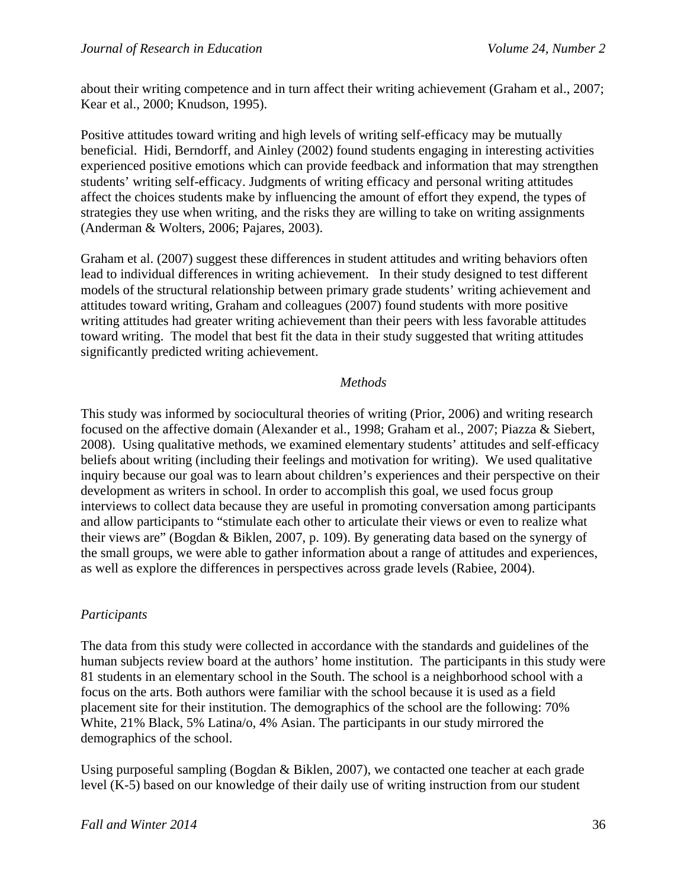about their writing competence and in turn affect their writing achievement (Graham et al., 2007; Kear et al., 2000; Knudson, 1995).

Positive attitudes toward writing and high levels of writing self-efficacy may be mutually beneficial. Hidi, Berndorff, and Ainley (2002) found students engaging in interesting activities experienced positive emotions which can provide feedback and information that may strengthen students' writing self-efficacy. Judgments of writing efficacy and personal writing attitudes affect the choices students make by influencing the amount of effort they expend, the types of strategies they use when writing, and the risks they are willing to take on writing assignments (Anderman & Wolters, 2006; Pajares, 2003).

Graham et al. (2007) suggest these differences in student attitudes and writing behaviors often lead to individual differences in writing achievement. In their study designed to test different models of the structural relationship between primary grade students' writing achievement and attitudes toward writing, Graham and colleagues (2007) found students with more positive writing attitudes had greater writing achievement than their peers with less favorable attitudes toward writing. The model that best fit the data in their study suggested that writing attitudes significantly predicted writing achievement.

## *Methods*

This study was informed by sociocultural theories of writing (Prior, 2006) and writing research focused on the affective domain (Alexander et al., 1998; Graham et al., 2007; Piazza & Siebert, 2008). Using qualitative methods, we examined elementary students' attitudes and self-efficacy beliefs about writing (including their feelings and motivation for writing). We used qualitative inquiry because our goal was to learn about children's experiences and their perspective on their development as writers in school. In order to accomplish this goal, we used focus group interviews to collect data because they are useful in promoting conversation among participants and allow participants to "stimulate each other to articulate their views or even to realize what their views are" (Bogdan & Biklen, 2007, p. 109). By generating data based on the synergy of the small groups, we were able to gather information about a range of attitudes and experiences, as well as explore the differences in perspectives across grade levels (Rabiee, 2004).

### *Participants*

The data from this study were collected in accordance with the standards and guidelines of the human subjects review board at the authors' home institution. The participants in this study were 81 students in an elementary school in the South. The school is a neighborhood school with a focus on the arts. Both authors were familiar with the school because it is used as a field placement site for their institution. The demographics of the school are the following: 70% White, 21% Black, 5% Latina/o, 4% Asian. The participants in our study mirrored the demographics of the school.

Using purposeful sampling (Bogdan & Biklen, 2007), we contacted one teacher at each grade level (K-5) based on our knowledge of their daily use of writing instruction from our student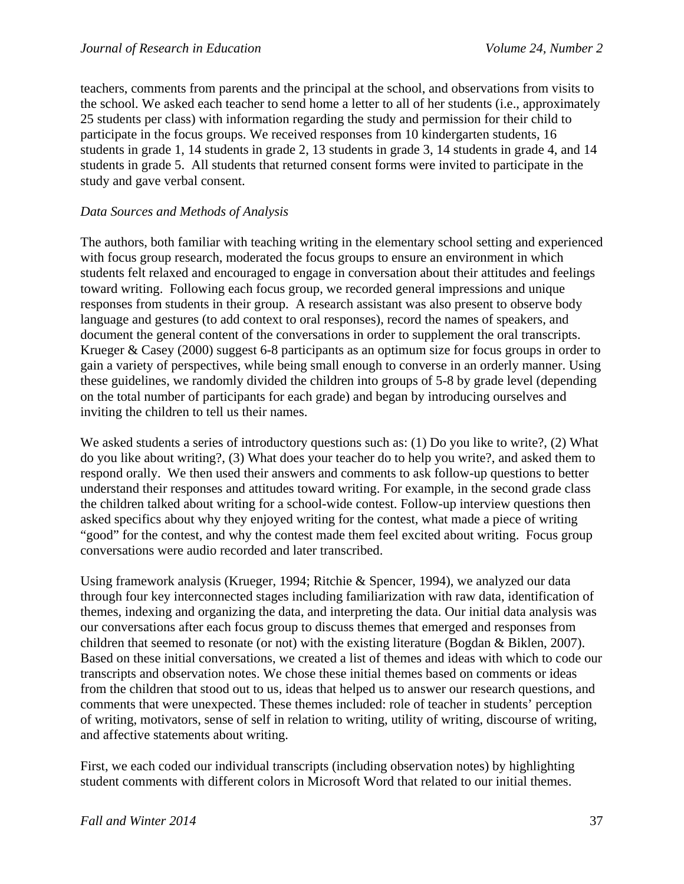teachers, comments from parents and the principal at the school, and observations from visits to the school. We asked each teacher to send home a letter to all of her students (i.e., approximately 25 students per class) with information regarding the study and permission for their child to participate in the focus groups. We received responses from 10 kindergarten students, 16 students in grade 1, 14 students in grade 2, 13 students in grade 3, 14 students in grade 4, and 14 students in grade 5. All students that returned consent forms were invited to participate in the study and gave verbal consent.

*Data Sources and Methods of Analysis*

The authors, both familiar with teaching writing in the elementary school setting and experienced with focus group research, moderated the focus groups to ensure an environment in which students felt relaxed and encouraged to engage in conversation about their attitudes and feelings toward writing. Following each focus group, we recorded general impressions and unique responses from students in their group. A research assistant was also present to observe body language and gestures (to add context to oral responses), record the names of speakers, and document the general content of the conversations in order to supplement the oral transcripts. Krueger & Casey (2000) suggest 6-8 participants as an optimum size for focus groups in order to gain a variety of perspectives, while being small enough to converse in an orderly manner. Using these guidelines, we randomly divided the children into groups of 5-8 by grade level (depending on the total number of participants for each grade) and began by introducing ourselves and inviting the children to tell us their names.

We asked students a series of introductory questions such as: (1) Do you like to write?, (2) What do you like about writing?, (3) What does your teacher do to help you write?, and asked them to respond orally. We then used their answers and comments to ask follow-up questions to better understand their responses and attitudes toward writing. For example, in the second grade class the children talked about writing for a school-wide contest. Follow-up interview questions then asked specifics about why they enjoyed writing for the contest, what made a piece of writing "good" for the contest, and why the contest made them feel excited about writing. Focus group conversations were audio recorded and later transcribed.

Using framework analysis (Krueger, 1994; Ritchie & Spencer, 1994), we analyzed our data through four key interconnected stages including familiarization with raw data, identification of themes, indexing and organizing the data, and interpreting the data. Our initial data analysis was our conversations after each focus group to discuss themes that emerged and responses from children that seemed to resonate (or not) with the existing literature (Bogdan & Biklen, 2007). Based on these initial conversations, we created a list of themes and ideas with which to code our transcripts and observation notes. We chose these initial themes based on comments or ideas from the children that stood out to us, ideas that helped us to answer our research questions, and comments that were unexpected. These themes included: role of teacher in students' perception of writing, motivators, sense of self in relation to writing, utility of writing, discourse of writing, and affective statements about writing.

First, we each coded our individual transcripts (including observation notes) by highlighting student comments with different colors in Microsoft Word that related to our initial themes.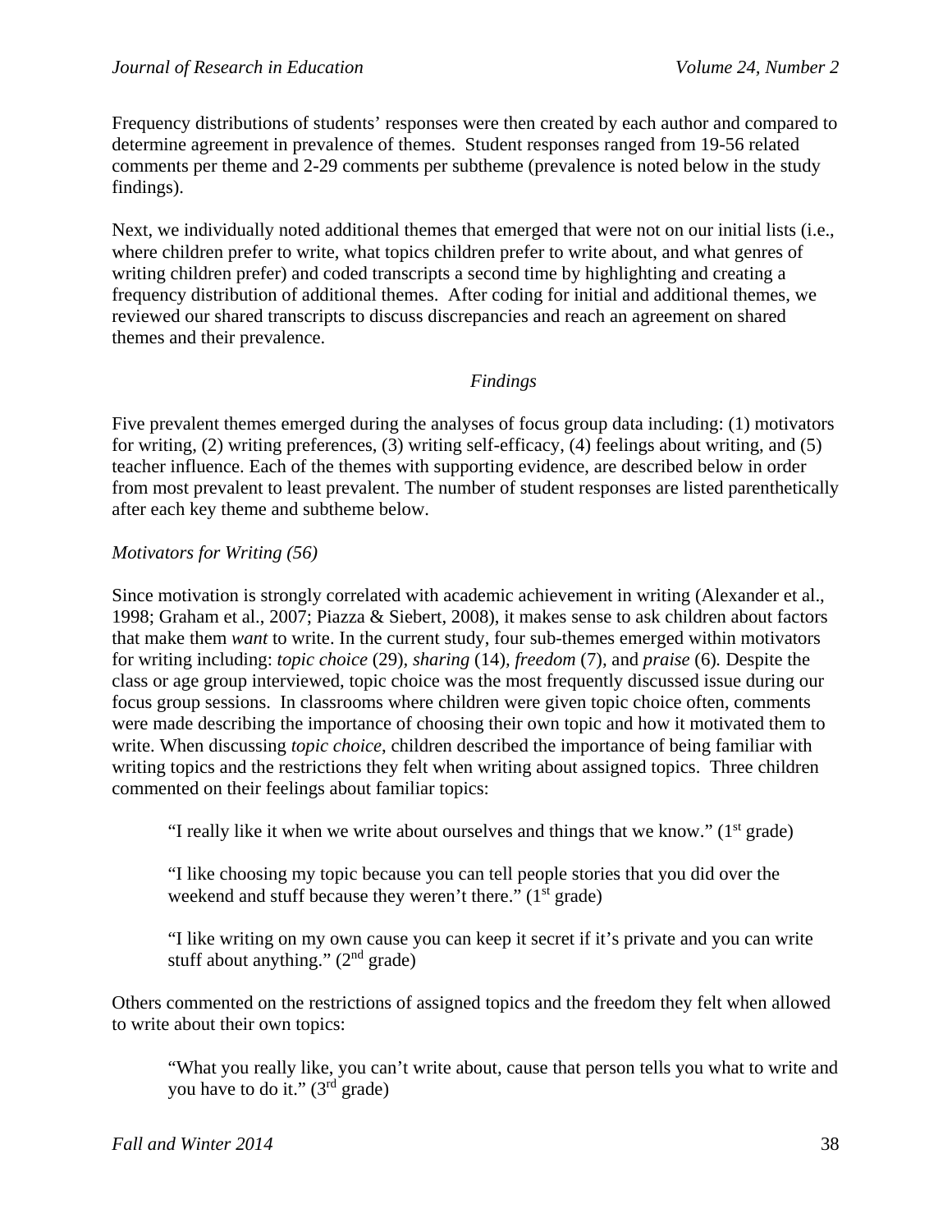Frequency distributions of students' responses were then created by each author and compared to determine agreement in prevalence of themes. Student responses ranged from 19-56 related comments per theme and 2-29 comments per subtheme (prevalence is noted below in the study findings).

Next, we individually noted additional themes that emerged that were not on our initial lists (i.e., where children prefer to write, what topics children prefer to write about, and what genres of writing children prefer) and coded transcripts a second time by highlighting and creating a frequency distribution of additional themes. After coding for initial and additional themes, we reviewed our shared transcripts to discuss discrepancies and reach an agreement on shared themes and their prevalence.

## *Findings*

Five prevalent themes emerged during the analyses of focus group data including: (1) motivators for writing, (2) writing preferences, (3) writing self-efficacy, (4) feelings about writing, and (5) teacher influence. Each of the themes with supporting evidence, are described below in order from most prevalent to least prevalent. The number of student responses are listed parenthetically after each key theme and subtheme below.

### *Motivators for Writing (56)*

Since motivation is strongly correlated with academic achievement in writing (Alexander et al., 1998; Graham et al., 2007; Piazza & Siebert, 2008), it makes sense to ask children about factors that make them *want* to write. In the current study, four sub-themes emerged within motivators for writing including: *topic choice* (29), *sharing* (14), *freedom* (7), and *praise* (6). Despite the class or age group interviewed, topic choice was the most frequently discussed issue during our focus group sessions. In classrooms where children were given topic choice often, comments were made describing the importance of choosing their own topic and how it motivated them to write. When discussing *topic choice*, children described the importance of being familiar with writing topics and the restrictions they felt when writing about assigned topics. Three children commented on their feelings about familiar topics:

> "I really like it when we write about ourselves and things that we know." (1st grade)
>
> "I like choosing my topic because you can tell people stories that you did over the weekend and stuff because they weren't there." (1st grade)
>
> "I like writing on my own cause you can keep it secret if it's private and you can write stuff about anything." (2nd grade)

Others commented on the restrictions of assigned topics and the freedom they felt when allowed to write about their own topics:

> "What you really like, you can't write about, cause that person tells you what to write and you have to do it." (3rd grade)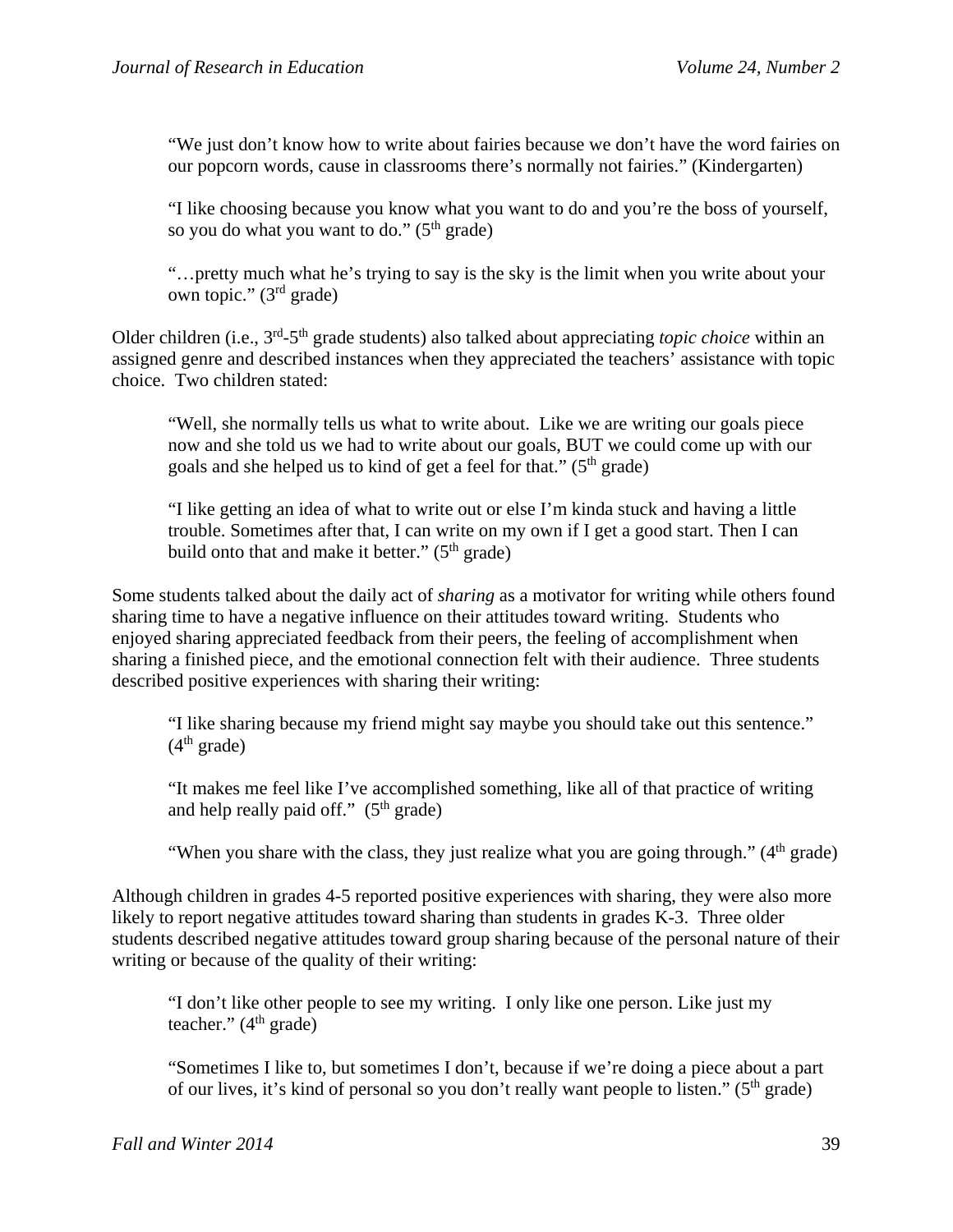> "We just don't know how to write about fairies because we don't have the word fairies on our popcorn words, cause in classrooms there's normally not fairies." (Kindergarten)

> "I like choosing because you know what you want to do and you're the boss of yourself, so you do what you want to do." (5th grade)

> "…pretty much what he's trying to say is the sky is the limit when you write about your own topic." (3rd grade)

Older children (i.e., 3rd-5th grade students) also talked about appreciating *topic choice* within an assigned genre and described instances when they appreciated the teachers' assistance with topic choice. Two children stated:

> "Well, she normally tells us what to write about. Like we are writing our goals piece now and she told us we had to write about our goals, BUT we could come up with our goals and she helped us to kind of get a feel for that." (5th grade)

> "I like getting an idea of what to write out or else I'm kinda stuck and having a little trouble. Sometimes after that, I can write on my own if I get a good start. Then I can build onto that and make it better." (5th grade)

Some students talked about the daily act of *sharing* as a motivator for writing while others found sharing time to have a negative influence on their attitudes toward writing. Students who enjoyed sharing appreciated feedback from their peers, the feeling of accomplishment when sharing a finished piece, and the emotional connection felt with their audience. Three students described positive experiences with sharing their writing:

> "I like sharing because my friend might say maybe you should take out this sentence." (4th grade)

> "It makes me feel like I've accomplished something, like all of that practice of writing and help really paid off." (5th grade)

> "When you share with the class, they just realize what you are going through." (4th grade)

Although children in grades 4-5 reported positive experiences with sharing, they were also more likely to report negative attitudes toward sharing than students in grades K-3. Three older students described negative attitudes toward group sharing because of the personal nature of their writing or because of the quality of their writing:

> "I don't like other people to see my writing. I only like one person. Like just my teacher." (4th grade)

> "Sometimes I like to, but sometimes I don't, because if we're doing a piece about a part of our lives, it's kind of personal so you don't really want people to listen." (5th grade)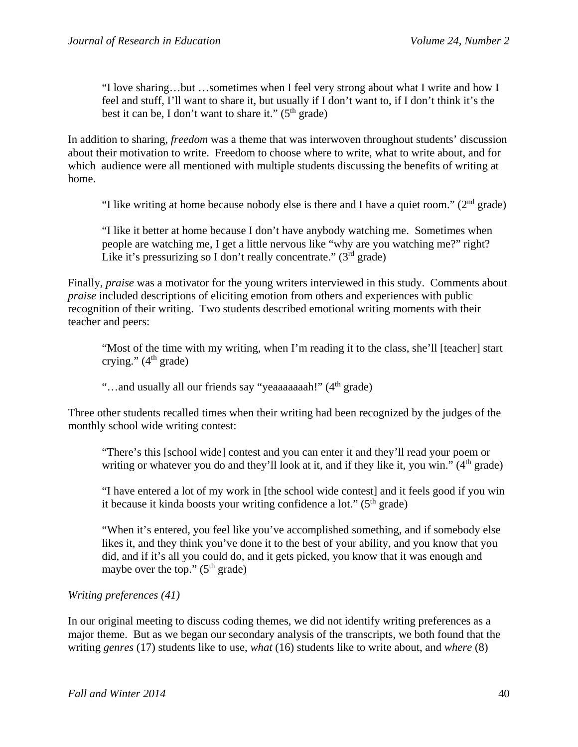> "I love sharing…but …sometimes when I feel very strong about what I write and how I feel and stuff, I'll want to share it, but usually if I don't want to, if I don't think it's the best it can be, I don't want to share it." (5th grade)

In addition to sharing, *freedom* was a theme that was interwoven throughout students' discussion about their motivation to write. Freedom to choose where to write, what to write about, and for which audience were all mentioned with multiple students discussing the benefits of writing at home.

> "I like writing at home because nobody else is there and I have a quiet room." (2nd grade)

> "I like it better at home because I don't have anybody watching me. Sometimes when people are watching me, I get a little nervous like "why are you watching me?" right? Like it's pressurizing so I don't really concentrate." (3rd grade)

Finally, *praise* was a motivator for the young writers interviewed in this study. Comments about *praise* included descriptions of eliciting emotion from others and experiences with public recognition of their writing. Two students described emotional writing moments with their teacher and peers:

> "Most of the time with my writing, when I'm reading it to the class, she'll [teacher] start crying." (4th grade)

> "…and usually all our friends say "yeaaaaaaah!" (4th grade)

Three other students recalled times when their writing had been recognized by the judges of the monthly school wide writing contest:

> "There's this [school wide] contest and you can enter it and they'll read your poem or writing or whatever you do and they'll look at it, and if they like it, you win." (4th grade)

> "I have entered a lot of my work in [the school wide contest] and it feels good if you win it because it kinda boosts your writing confidence a lot." (5th grade)

> "When it's entered, you feel like you've accomplished something, and if somebody else likes it, and they think you've done it to the best of your ability, and you know that you did, and if it's all you could do, and it gets picked, you know that it was enough and maybe over the top." (5th grade)

*Writing preferences (41)*

In our original meeting to discuss coding themes, we did not identify writing preferences as a major theme. But as we began our secondary analysis of the transcripts, we both found that the writing *genres* (17) students like to use, *what* (16) students like to write about, and *where* (8)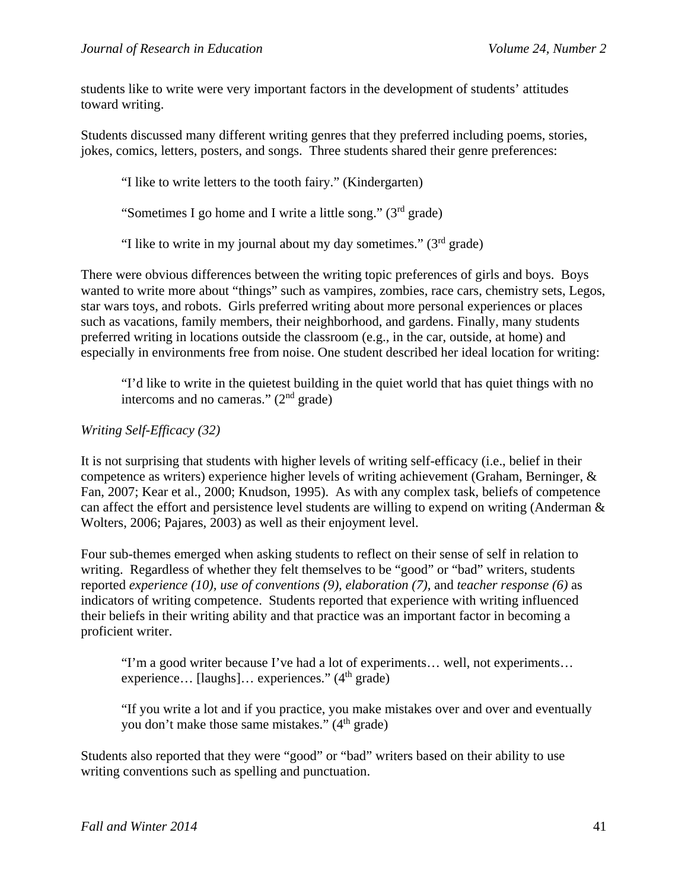students like to write were very important factors in the development of students' attitudes toward writing.

Students discussed many different writing genres that they preferred including poems, stories, jokes, comics, letters, posters, and songs. Three students shared their genre preferences:

> "I like to write letters to the tooth fairy." (Kindergarten)
>
> "Sometimes I go home and I write a little song." (3rd grade)
>
> "I like to write in my journal about my day sometimes." (3rd grade)

There were obvious differences between the writing topic preferences of girls and boys. Boys wanted to write more about "things" such as vampires, zombies, race cars, chemistry sets, Legos, star wars toys, and robots. Girls preferred writing about more personal experiences or places such as vacations, family members, their neighborhood, and gardens. Finally, many students preferred writing in locations outside the classroom (e.g., in the car, outside, at home) and especially in environments free from noise. One student described her ideal location for writing:

> "I'd like to write in the quietest building in the quiet world that has quiet things with no intercoms and no cameras." (2nd grade)

*Writing Self-Efficacy (32)*

It is not surprising that students with higher levels of writing self-efficacy (i.e., belief in their competence as writers) experience higher levels of writing achievement (Graham, Berninger, & Fan, 2007; Kear et al., 2000; Knudson, 1995). As with any complex task, beliefs of competence can affect the effort and persistence level students are willing to expend on writing (Anderman & Wolters, 2006; Pajares, 2003) as well as their enjoyment level.

Four sub-themes emerged when asking students to reflect on their sense of self in relation to writing. Regardless of whether they felt themselves to be "good" or "bad" writers, students reported *experience (10), use of conventions (9), elaboration (7),* and *teacher response (6)* as indicators of writing competence. Students reported that experience with writing influenced their beliefs in their writing ability and that practice was an important factor in becoming a proficient writer.

> "I'm a good writer because I've had a lot of experiments… well, not experiments… experience… [laughs]… experiences." (4th grade)
>
> "If you write a lot and if you practice, you make mistakes over and over and eventually you don't make those same mistakes." (4th grade)

Students also reported that they were "good" or "bad" writers based on their ability to use writing conventions such as spelling and punctuation.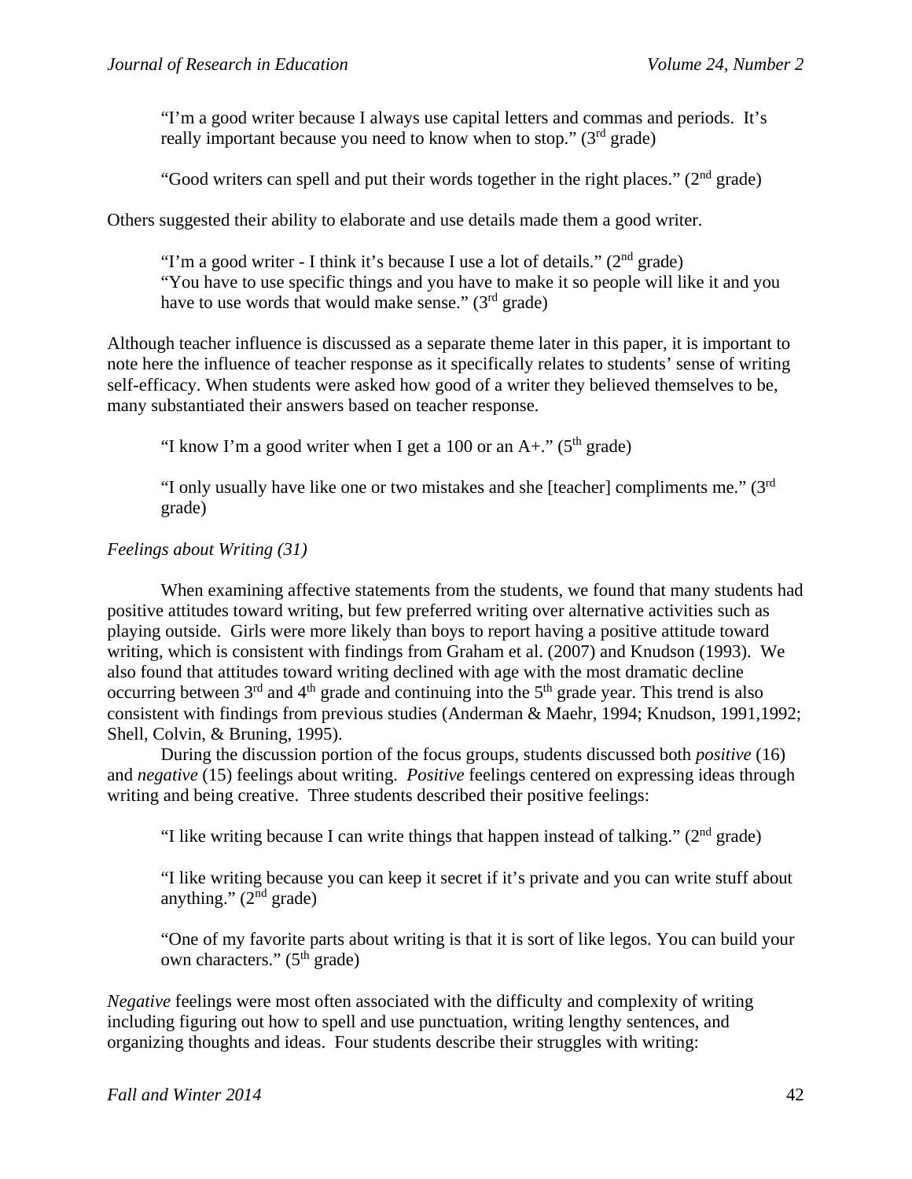> "I'm a good writer because I always use capital letters and commas and periods. It's really important because you need to know when to stop." (3rd grade)

> "Good writers can spell and put their words together in the right places." (2nd grade)

Others suggested their ability to elaborate and use details made them a good writer.

> "I'm a good writer - I think it's because I use a lot of details." (2nd grade)
> "You have to use specific things and you have to make it so people will like it and you have to use words that would make sense." (3rd grade)

Although teacher influence is discussed as a separate theme later in this paper, it is important to note here the influence of teacher response as it specifically relates to students' sense of writing self-efficacy. When students were asked how good of a writer they believed themselves to be, many substantiated their answers based on teacher response.

> "I know I'm a good writer when I get a 100 or an A+." (5th grade)

> "I only usually have like one or two mistakes and she [teacher] compliments me." (3rd grade)

*Feelings about Writing (31)*

When examining affective statements from the students, we found that many students had positive attitudes toward writing, but few preferred writing over alternative activities such as playing outside. Girls were more likely than boys to report having a positive attitude toward writing, which is consistent with findings from Graham et al. (2007) and Knudson (1993). We also found that attitudes toward writing declined with age with the most dramatic decline occurring between 3rd and 4th grade and continuing into the 5th grade year. This trend is also consistent with findings from previous studies (Anderman & Maehr, 1994; Knudson, 1991,1992; Shell, Colvin, & Bruning, 1995).

During the discussion portion of the focus groups, students discussed both *positive* (16) and *negative* (15) feelings about writing. *Positive* feelings centered on expressing ideas through writing and being creative. Three students described their positive feelings:

> "I like writing because I can write things that happen instead of talking." (2nd grade)

> "I like writing because you can keep it secret if it's private and you can write stuff about anything." (2nd grade)

> "One of my favorite parts about writing is that it is sort of like legos. You can build your own characters." (5th grade)

*Negative* feelings were most often associated with the difficulty and complexity of writing including figuring out how to spell and use punctuation, writing lengthy sentences, and organizing thoughts and ideas. Four students describe their struggles with writing: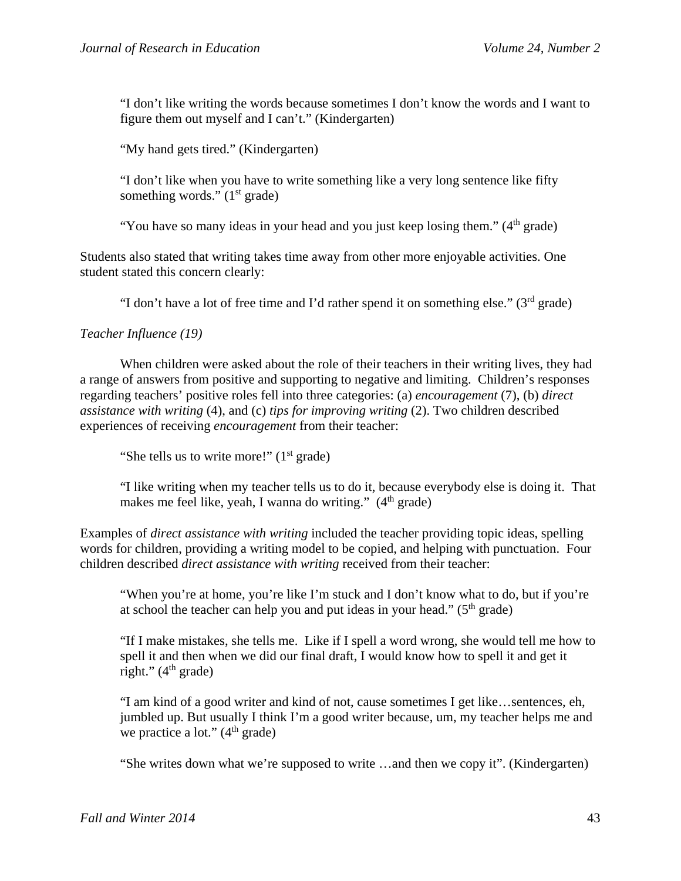> "I don't like writing the words because sometimes I don't know the words and I want to figure them out myself and I can't." (Kindergarten)

> "My hand gets tired." (Kindergarten)

> "I don't like when you have to write something like a very long sentence like fifty something words." (1st grade)

> "You have so many ideas in your head and you just keep losing them." (4th grade)

Students also stated that writing takes time away from other more enjoyable activities. One student stated this concern clearly:

> "I don't have a lot of free time and I'd rather spend it on something else." (3rd grade)

*Teacher Influence (19)*

When children were asked about the role of their teachers in their writing lives, they had a range of answers from positive and supporting to negative and limiting. Children's responses regarding teachers' positive roles fell into three categories: (a) *encouragement* (7), (b) *direct assistance with writing* (4), and (c) *tips for improving writing* (2). Two children described experiences of receiving *encouragement* from their teacher:

> "She tells us to write more!" (1st grade)

> "I like writing when my teacher tells us to do it, because everybody else is doing it. That makes me feel like, yeah, I wanna do writing." (4th grade)

Examples of *direct assistance with writing* included the teacher providing topic ideas, spelling words for children, providing a writing model to be copied, and helping with punctuation. Four children described *direct assistance with writing* received from their teacher:

> "When you're at home, you're like I'm stuck and I don't know what to do, but if you're at school the teacher can help you and put ideas in your head." (5th grade)

> "If I make mistakes, she tells me. Like if I spell a word wrong, she would tell me how to spell it and then when we did our final draft, I would know how to spell it and get it right." (4th grade)

> "I am kind of a good writer and kind of not, cause sometimes I get like…sentences, eh, jumbled up. But usually I think I'm a good writer because, um, my teacher helps me and we practice a lot." (4th grade)

> "She writes down what we're supposed to write …and then we copy it". (Kindergarten)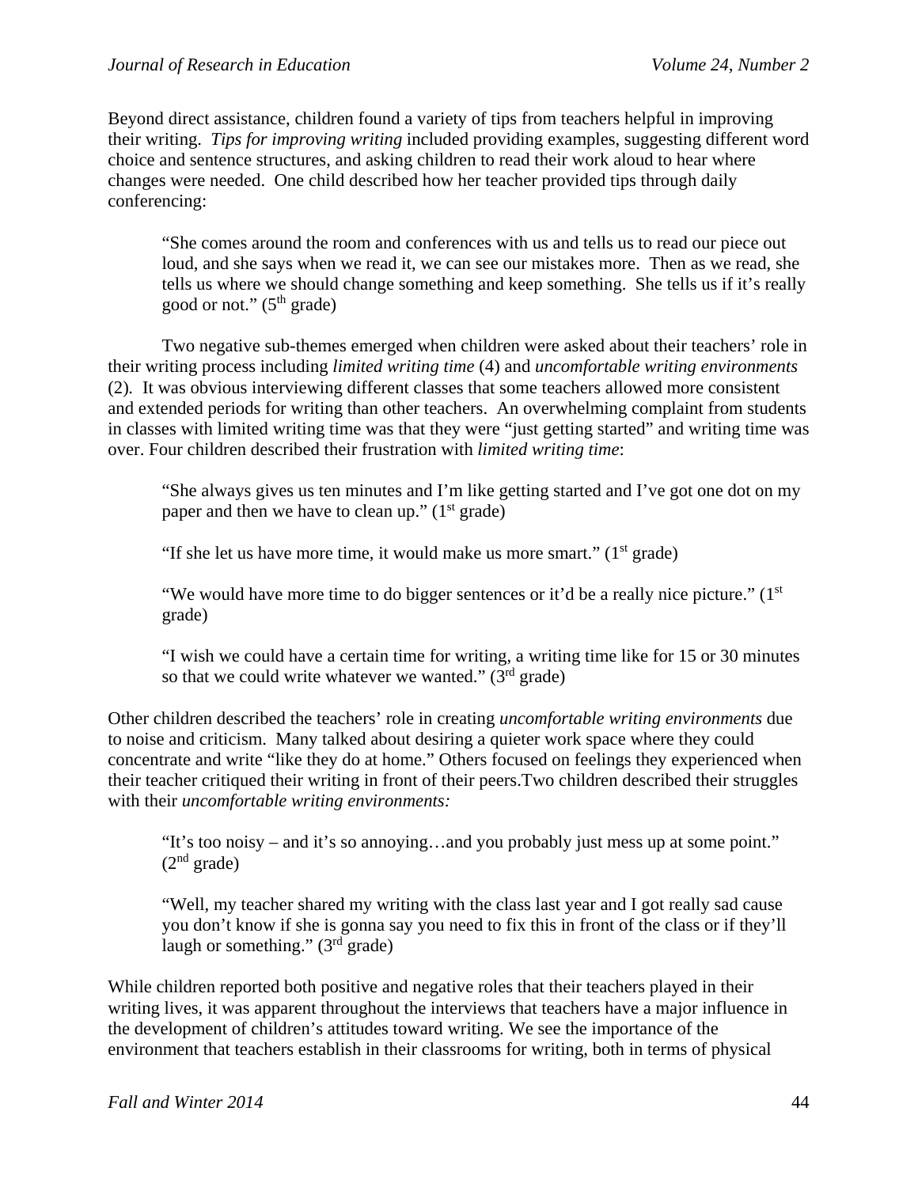Beyond direct assistance, children found a variety of tips from teachers helpful in improving their writing. *Tips for improving writing* included providing examples, suggesting different word choice and sentence structures, and asking children to read their work aloud to hear where changes were needed. One child described how her teacher provided tips through daily conferencing:

> "She comes around the room and conferences with us and tells us to read our piece out loud, and she says when we read it, we can see our mistakes more. Then as we read, she tells us where we should change something and keep something. She tells us if it's really good or not." (5th grade)

Two negative sub-themes emerged when children were asked about their teachers' role in their writing process including *limited writing time* (4) and *uncomfortable writing environments* (2). It was obvious interviewing different classes that some teachers allowed more consistent and extended periods for writing than other teachers. An overwhelming complaint from students in classes with limited writing time was that they were "just getting started" and writing time was over. Four children described their frustration with *limited writing time*:

> "She always gives us ten minutes and I'm like getting started and I've got one dot on my paper and then we have to clean up." (1st grade)

> "If she let us have more time, it would make us more smart." (1st grade)

> "We would have more time to do bigger sentences or it'd be a really nice picture." (1st grade)

> "I wish we could have a certain time for writing, a writing time like for 15 or 30 minutes so that we could write whatever we wanted." (3rd grade)

Other children described the teachers' role in creating *uncomfortable writing environments* due to noise and criticism. Many talked about desiring a quieter work space where they could concentrate and write "like they do at home." Others focused on feelings they experienced when their teacher critiqued their writing in front of their peers.Two children described their struggles with their *uncomfortable writing environments:*

> "It's too noisy – and it's so annoying…and you probably just mess up at some point." (2nd grade)

> "Well, my teacher shared my writing with the class last year and I got really sad cause you don't know if she is gonna say you need to fix this in front of the class or if they'll laugh or something." (3rd grade)

While children reported both positive and negative roles that their teachers played in their writing lives, it was apparent throughout the interviews that teachers have a major influence in the development of children's attitudes toward writing. We see the importance of the environment that teachers establish in their classrooms for writing, both in terms of physical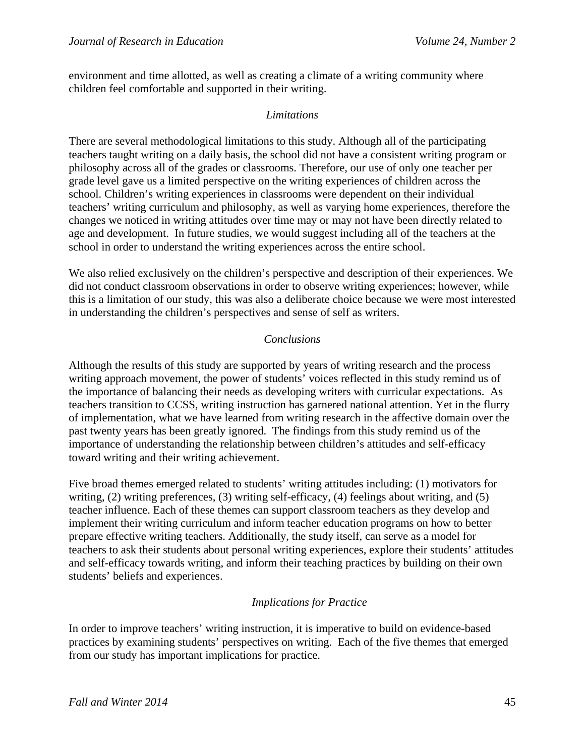environment and time allotted, as well as creating a climate of a writing community where children feel comfortable and supported in their writing.

### *Limitations*

There are several methodological limitations to this study. Although all of the participating teachers taught writing on a daily basis, the school did not have a consistent writing program or philosophy across all of the grades or classrooms. Therefore, our use of only one teacher per grade level gave us a limited perspective on the writing experiences of children across the school. Children's writing experiences in classrooms were dependent on their individual teachers' writing curriculum and philosophy, as well as varying home experiences, therefore the changes we noticed in writing attitudes over time may or may not have been directly related to age and development. In future studies, we would suggest including all of the teachers at the school in order to understand the writing experiences across the entire school.

We also relied exclusively on the children's perspective and description of their experiences. We did not conduct classroom observations in order to observe writing experiences; however, while this is a limitation of our study, this was also a deliberate choice because we were most interested in understanding the children's perspectives and sense of self as writers.

### *Conclusions*

Although the results of this study are supported by years of writing research and the process writing approach movement, the power of students' voices reflected in this study remind us of the importance of balancing their needs as developing writers with curricular expectations. As teachers transition to CCSS, writing instruction has garnered national attention. Yet in the flurry of implementation, what we have learned from writing research in the affective domain over the past twenty years has been greatly ignored. The findings from this study remind us of the importance of understanding the relationship between children's attitudes and self-efficacy toward writing and their writing achievement.

Five broad themes emerged related to students' writing attitudes including: (1) motivators for writing, (2) writing preferences, (3) writing self-efficacy, (4) feelings about writing, and (5) teacher influence. Each of these themes can support classroom teachers as they develop and implement their writing curriculum and inform teacher education programs on how to better prepare effective writing teachers. Additionally, the study itself, can serve as a model for teachers to ask their students about personal writing experiences, explore their students' attitudes and self-efficacy towards writing, and inform their teaching practices by building on their own students' beliefs and experiences.

### *Implications for Practice*

In order to improve teachers' writing instruction, it is imperative to build on evidence-based practices by examining students' perspectives on writing. Each of the five themes that emerged from our study has important implications for practice.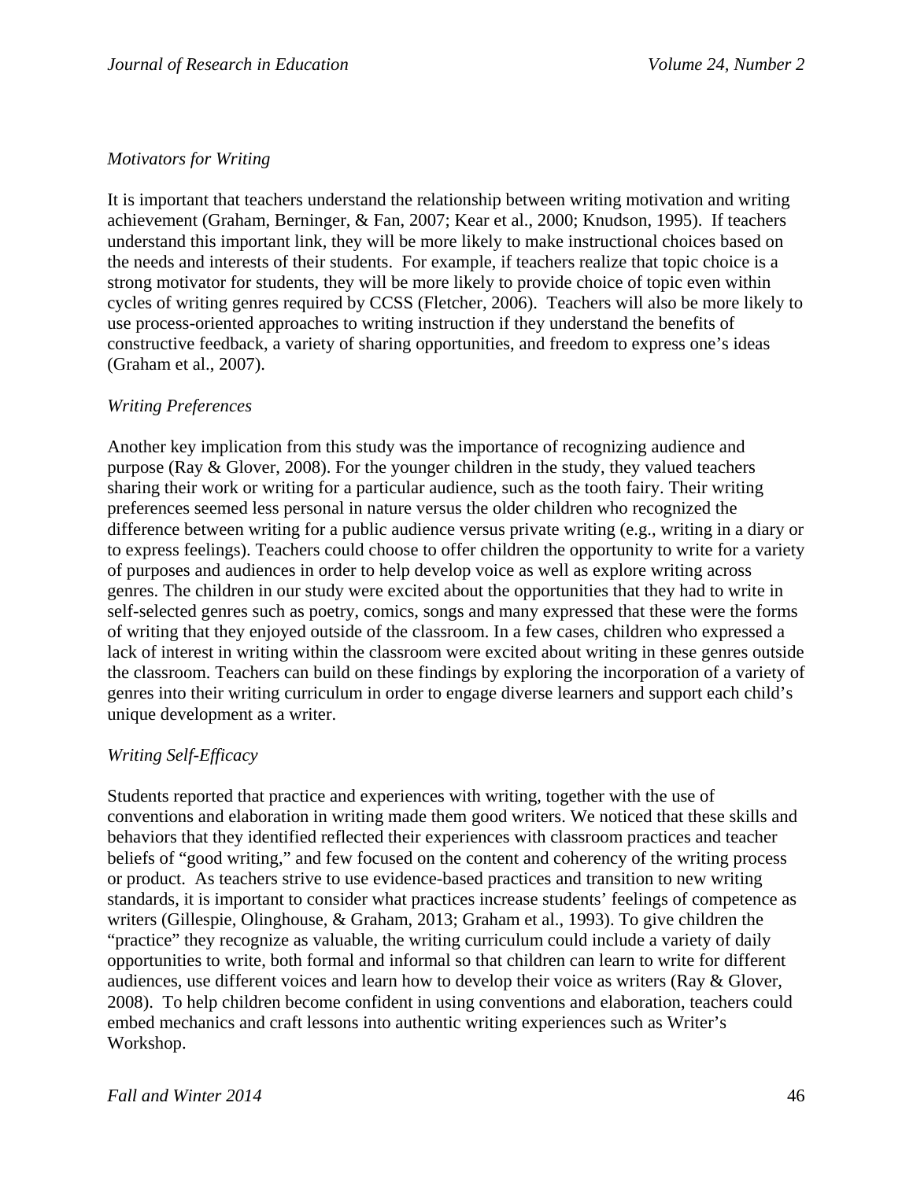*Motivators for Writing*

It is important that teachers understand the relationship between writing motivation and writing achievement (Graham, Berninger, & Fan, 2007; Kear et al., 2000; Knudson, 1995). If teachers understand this important link, they will be more likely to make instructional choices based on the needs and interests of their students. For example, if teachers realize that topic choice is a strong motivator for students, they will be more likely to provide choice of topic even within cycles of writing genres required by CCSS (Fletcher, 2006). Teachers will also be more likely to use process-oriented approaches to writing instruction if they understand the benefits of constructive feedback, a variety of sharing opportunities, and freedom to express one's ideas (Graham et al., 2007).

*Writing Preferences*

Another key implication from this study was the importance of recognizing audience and purpose (Ray & Glover, 2008). For the younger children in the study, they valued teachers sharing their work or writing for a particular audience, such as the tooth fairy. Their writing preferences seemed less personal in nature versus the older children who recognized the difference between writing for a public audience versus private writing (e.g., writing in a diary or to express feelings). Teachers could choose to offer children the opportunity to write for a variety of purposes and audiences in order to help develop voice as well as explore writing across genres. The children in our study were excited about the opportunities that they had to write in self-selected genres such as poetry, comics, songs and many expressed that these were the forms of writing that they enjoyed outside of the classroom. In a few cases, children who expressed a lack of interest in writing within the classroom were excited about writing in these genres outside the classroom. Teachers can build on these findings by exploring the incorporation of a variety of genres into their writing curriculum in order to engage diverse learners and support each child's unique development as a writer.

*Writing Self-Efficacy*

Students reported that practice and experiences with writing, together with the use of conventions and elaboration in writing made them good writers. We noticed that these skills and behaviors that they identified reflected their experiences with classroom practices and teacher beliefs of "good writing," and few focused on the content and coherency of the writing process or product. As teachers strive to use evidence-based practices and transition to new writing standards, it is important to consider what practices increase students' feelings of competence as writers (Gillespie, Olinghouse, & Graham, 2013; Graham et al., 1993). To give children the "practice" they recognize as valuable, the writing curriculum could include a variety of daily opportunities to write, both formal and informal so that children can learn to write for different audiences, use different voices and learn how to develop their voice as writers (Ray & Glover, 2008). To help children become confident in using conventions and elaboration, teachers could embed mechanics and craft lessons into authentic writing experiences such as Writer's Workshop.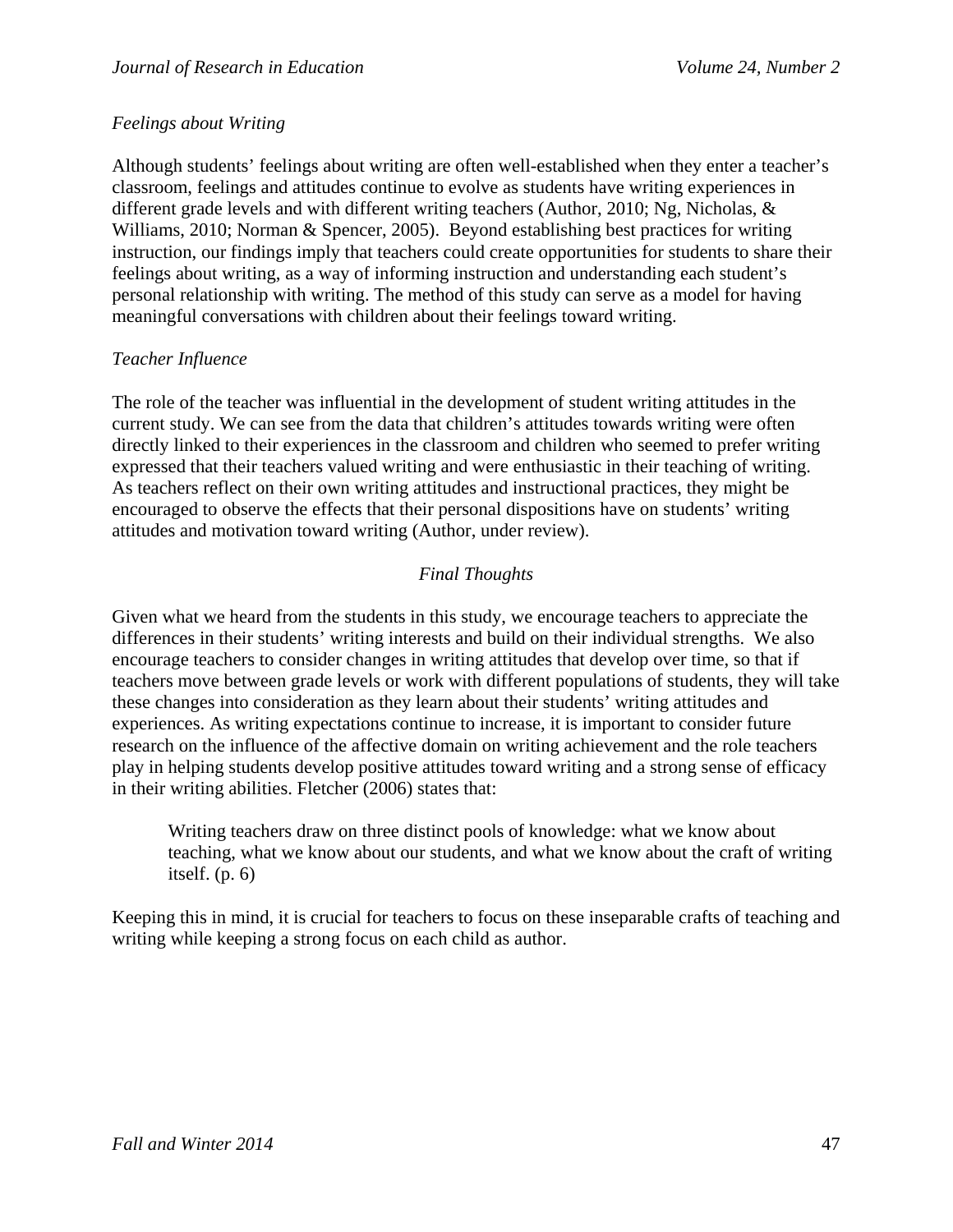*Feelings about Writing*

Although students' feelings about writing are often well-established when they enter a teacher's classroom, feelings and attitudes continue to evolve as students have writing experiences in different grade levels and with different writing teachers (Author, 2010; Ng, Nicholas, & Williams, 2010; Norman & Spencer, 2005). Beyond establishing best practices for writing instruction, our findings imply that teachers could create opportunities for students to share their feelings about writing, as a way of informing instruction and understanding each student's personal relationship with writing. The method of this study can serve as a model for having meaningful conversations with children about their feelings toward writing.

*Teacher Influence*

The role of the teacher was influential in the development of student writing attitudes in the current study. We can see from the data that children's attitudes towards writing were often directly linked to their experiences in the classroom and children who seemed to prefer writing expressed that their teachers valued writing and were enthusiastic in their teaching of writing. As teachers reflect on their own writing attitudes and instructional practices, they might be encouraged to observe the effects that their personal dispositions have on students' writing attitudes and motivation toward writing (Author, under review).

## *Final Thoughts*

Given what we heard from the students in this study, we encourage teachers to appreciate the differences in their students' writing interests and build on their individual strengths. We also encourage teachers to consider changes in writing attitudes that develop over time, so that if teachers move between grade levels or work with different populations of students, they will take these changes into consideration as they learn about their students' writing attitudes and experiences. As writing expectations continue to increase, it is important to consider future research on the influence of the affective domain on writing achievement and the role teachers play in helping students develop positive attitudes toward writing and a strong sense of efficacy in their writing abilities. Fletcher (2006) states that:

> Writing teachers draw on three distinct pools of knowledge: what we know about teaching, what we know about our students, and what we know about the craft of writing itself. (p. 6)

Keeping this in mind, it is crucial for teachers to focus on these inseparable crafts of teaching and writing while keeping a strong focus on each child as author.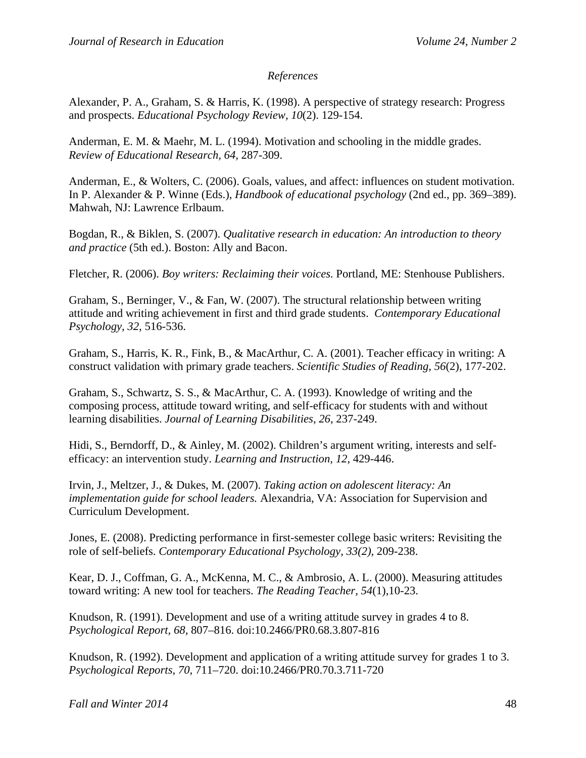*References*

Alexander, P. A., Graham, S. & Harris, K. (1998). A perspective of strategy research: Progress and prospects. *Educational Psychology Review, 10*(2). 129-154.

Anderman, E. M. & Maehr, M. L. (1994). Motivation and schooling in the middle grades. *Review of Educational Research, 64,* 287-309.

Anderman, E., & Wolters, C. (2006). Goals, values, and affect: influences on student motivation. In P. Alexander & P. Winne (Eds.), *Handbook of educational psychology* (2nd ed., pp. 369–389). Mahwah, NJ: Lawrence Erlbaum.

Bogdan, R., & Biklen, S. (2007). *Qualitative research in education: An introduction to theory and practice* (5th ed.). Boston: Ally and Bacon.

Fletcher, R. (2006). *Boy writers: Reclaiming their voices.* Portland, ME: Stenhouse Publishers.

Graham, S., Berninger, V., & Fan, W. (2007). The structural relationship between writing attitude and writing achievement in first and third grade students. *Contemporary Educational Psychology, 32,* 516-536.

Graham, S., Harris, K. R., Fink, B., & MacArthur, C. A. (2001). Teacher efficacy in writing: A construct validation with primary grade teachers. *Scientific Studies of Reading, 56*(2), 177-202.

Graham, S., Schwartz, S. S., & MacArthur, C. A. (1993). Knowledge of writing and the composing process, attitude toward writing, and self-efficacy for students with and without learning disabilities. *Journal of Learning Disabilities, 26*, 237-249.

Hidi, S., Berndorff, D., & Ainley, M. (2002). Children's argument writing, interests and self-efficacy: an intervention study. *Learning and Instruction, 12*, 429-446.

Irvin, J., Meltzer, J., & Dukes, M. (2007). *Taking action on adolescent literacy: An implementation guide for school leaders.* Alexandria, VA: Association for Supervision and Curriculum Development.

Jones, E. (2008). Predicting performance in first-semester college basic writers: Revisiting the role of self-beliefs. *Contemporary Educational Psychology, 33(2)*, 209-238.

Kear, D. J., Coffman, G. A., McKenna, M. C., & Ambrosio, A. L. (2000). Measuring attitudes toward writing: A new tool for teachers. *The Reading Teacher, 54*(1),10-23.

Knudson, R. (1991). Development and use of a writing attitude survey in grades 4 to 8. *Psychological Report, 68*, 807–816. doi:10.2466/PR0.68.3.807-816

Knudson, R. (1992). Development and application of a writing attitude survey for grades 1 to 3. *Psychological Reports, 70,* 711–720. doi:10.2466/PR0.70.3.711-720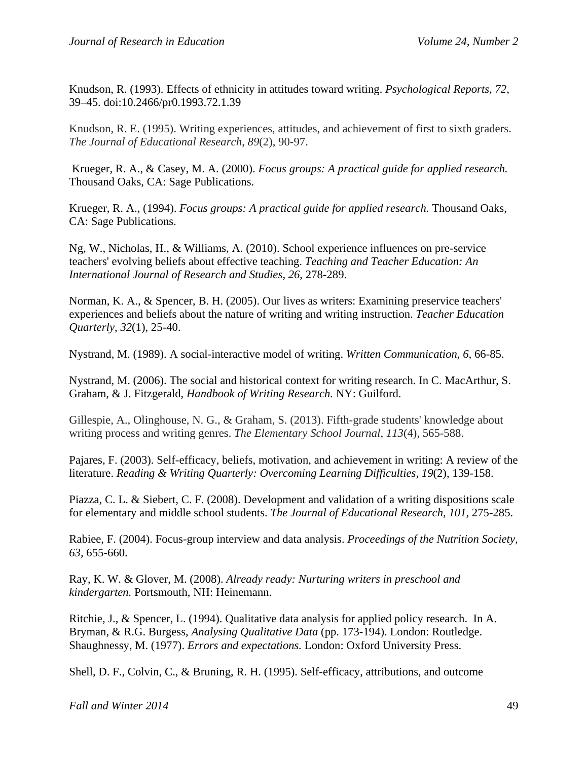Knudson, R. (1993). Effects of ethnicity in attitudes toward writing. *Psychological Reports, 72,* 39–45. doi:10.2466/pr0.1993.72.1.39

Knudson, R. E. (1995). Writing experiences, attitudes, and achievement of first to sixth graders. *The Journal of Educational Research*, *89*(2), 90-97.

Krueger, R. A., & Casey, M. A. (2000). *Focus groups: A practical guide for applied research.* Thousand Oaks, CA: Sage Publications.

Krueger, R. A., (1994). *Focus groups: A practical guide for applied research.* Thousand Oaks, CA: Sage Publications.

Ng, W., Nicholas, H., & Williams, A. (2010). School experience influences on pre-service teachers' evolving beliefs about effective teaching. *Teaching and Teacher Education: An International Journal of Research and Studies*, *26*, 278-289.

Norman, K. A., & Spencer, B. H. (2005). Our lives as writers: Examining preservice teachers' experiences and beliefs about the nature of writing and writing instruction. *Teacher Education Quarterly*, *32*(1), 25-40.

Nystrand, M. (1989). A social-interactive model of writing. *Written Communication, 6,* 66-85.

Nystrand, M. (2006). The social and historical context for writing research. In C. MacArthur, S. Graham, & J. Fitzgerald, *Handbook of Writing Research.* NY: Guilford.

Gillespie, A., Olinghouse, N. G., & Graham, S. (2013). Fifth-grade students' knowledge about writing process and writing genres. *The Elementary School Journal*, *113*(4), 565-588.

Pajares, F. (2003). Self-efficacy, beliefs, motivation, and achievement in writing: A review of the literature. *Reading & Writing Quarterly: Overcoming Learning Difficulties, 19*(2), 139-158.

Piazza, C. L. & Siebert, C. F. (2008). Development and validation of a writing dispositions scale for elementary and middle school students. *The Journal of Educational Research, 101*, 275-285.

Rabiee, F. (2004). Focus-group interview and data analysis. *Proceedings of the Nutrition Society, 63*, 655-660.

Ray, K. W. & Glover, M. (2008). *Already ready: Nurturing writers in preschool and kindergarten.* Portsmouth, NH: Heinemann.

Ritchie, J., & Spencer, L. (1994). Qualitative data analysis for applied policy research. In A. Bryman, & R.G. Burgess, *Analysing Qualitative Data* (pp. 173-194). London: Routledge. Shaughnessy, M. (1977). *Errors and expectations.* London: Oxford University Press.

Shell, D. F., Colvin, C., & Bruning, R. H. (1995). Self-efficacy, attributions, and outcome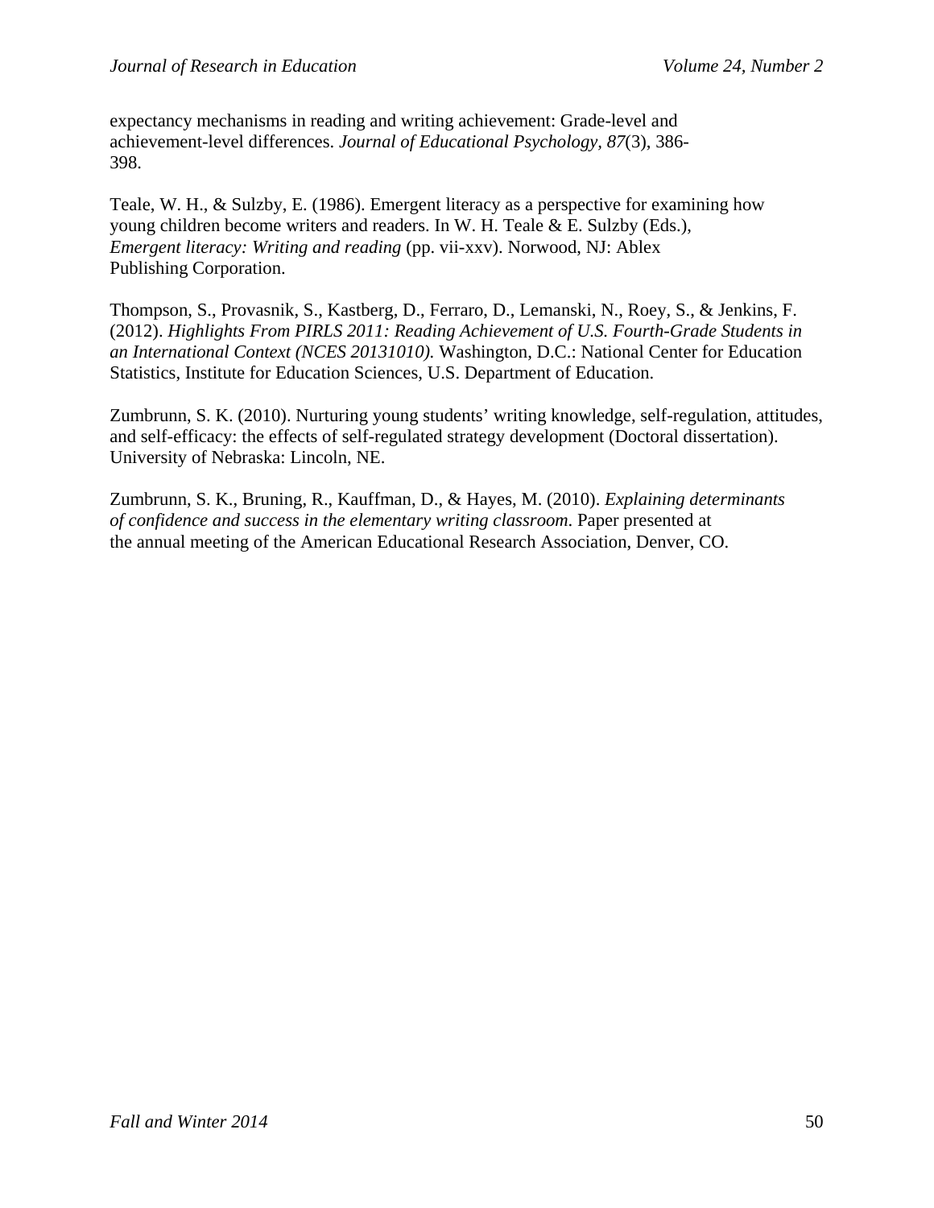expectancy mechanisms in reading and writing achievement: Grade-level and achievement-level differences. *Journal of Educational Psychology, 87*(3), 386-398.

Teale, W. H., & Sulzby, E. (1986). Emergent literacy as a perspective for examining how young children become writers and readers. In W. H. Teale & E. Sulzby (Eds.), *Emergent literacy: Writing and reading* (pp. vii-xxv). Norwood, NJ: Ablex Publishing Corporation.

Thompson, S., Provasnik, S., Kastberg, D., Ferraro, D., Lemanski, N., Roey, S., & Jenkins, F. (2012). *Highlights From PIRLS 2011: Reading Achievement of U.S. Fourth-Grade Students in an International Context (NCES 20131010).* Washington, D.C.: National Center for Education Statistics, Institute for Education Sciences, U.S. Department of Education.

Zumbrunn, S. K. (2010). Nurturing young students' writing knowledge, self-regulation, attitudes, and self-efficacy: the effects of self-regulated strategy development (Doctoral dissertation). University of Nebraska: Lincoln, NE.

Zumbrunn, S. K., Bruning, R., Kauffman, D., & Hayes, M. (2010). *Explaining determinants of confidence and success in the elementary writing classroom*. Paper presented at the annual meeting of the American Educational Research Association, Denver, CO.